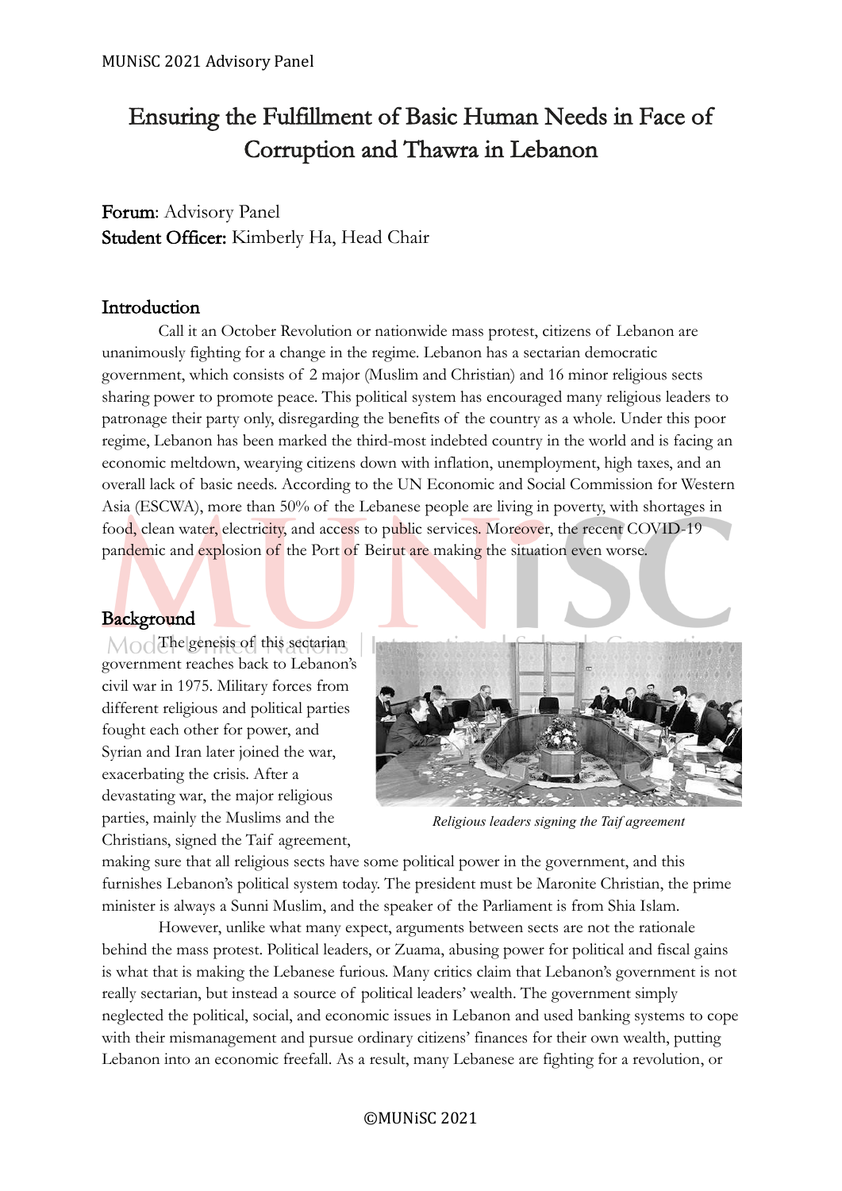# Ensuring the Fulfillment of Basic Human Needs in Face of Corruption and Thawra in Lebanon

**Forum**: Advisory Panel
**Student Officer:** Kimberly Ha, Head Chair

## Introduction

Call it an October Revolution or nationwide mass protest, citizens of Lebanon are unanimously fighting for a change in the regime. Lebanon has a sectarian democratic government, which consists of 2 major (Muslim and Christian) and 16 minor religious sects sharing power to promote peace. This political system has encouraged many religious leaders to patronage their party only, disregarding the benefits of the country as a whole. Under this poor regime, Lebanon has been marked the third-most indebted country in the world and is facing an economic meltdown, wearying citizens down with inflation, unemployment, high taxes, and an overall lack of basic needs. According to the UN Economic and Social Commission for Western Asia (ESCWA), more than 50% of the Lebanese people are living in poverty, with shortages in food, clean water, electricity, and access to public services. Moreover, the recent COVID-19 pandemic and explosion of the Port of Beirut are making the situation even worse.

## Background

The genesis of this sectarian government reaches back to Lebanon's civil war in 1975. Military forces from different religious and political parties fought each other for power, and Syrian and Iran later joined the war, exacerbating the crisis. After a devastating war, the major religious parties, mainly the Muslims and the Christians, signed the Taif agreement, making sure that all religious sects have some political power in the government, and this furnishes Lebanon's political system today. The president must be Maronite Christian, the prime minister is always a Sunni Muslim, and the speaker of the Parliament is from Shia Islam.

*Religious leaders signing the Taif agreement*

However, unlike what many expect, arguments between sects are not the rationale behind the mass protest. Political leaders, or Zuama, abusing power for political and fiscal gains is what that is making the Lebanese furious. Many critics claim that Lebanon's government is not really sectarian, but instead a source of political leaders' wealth. The government simply neglected the political, social, and economic issues in Lebanon and used banking systems to cope with their mismanagement and pursue ordinary citizens' finances for their own wealth, putting Lebanon into an economic freefall. As a result, many Lebanese are fighting for a revolution, or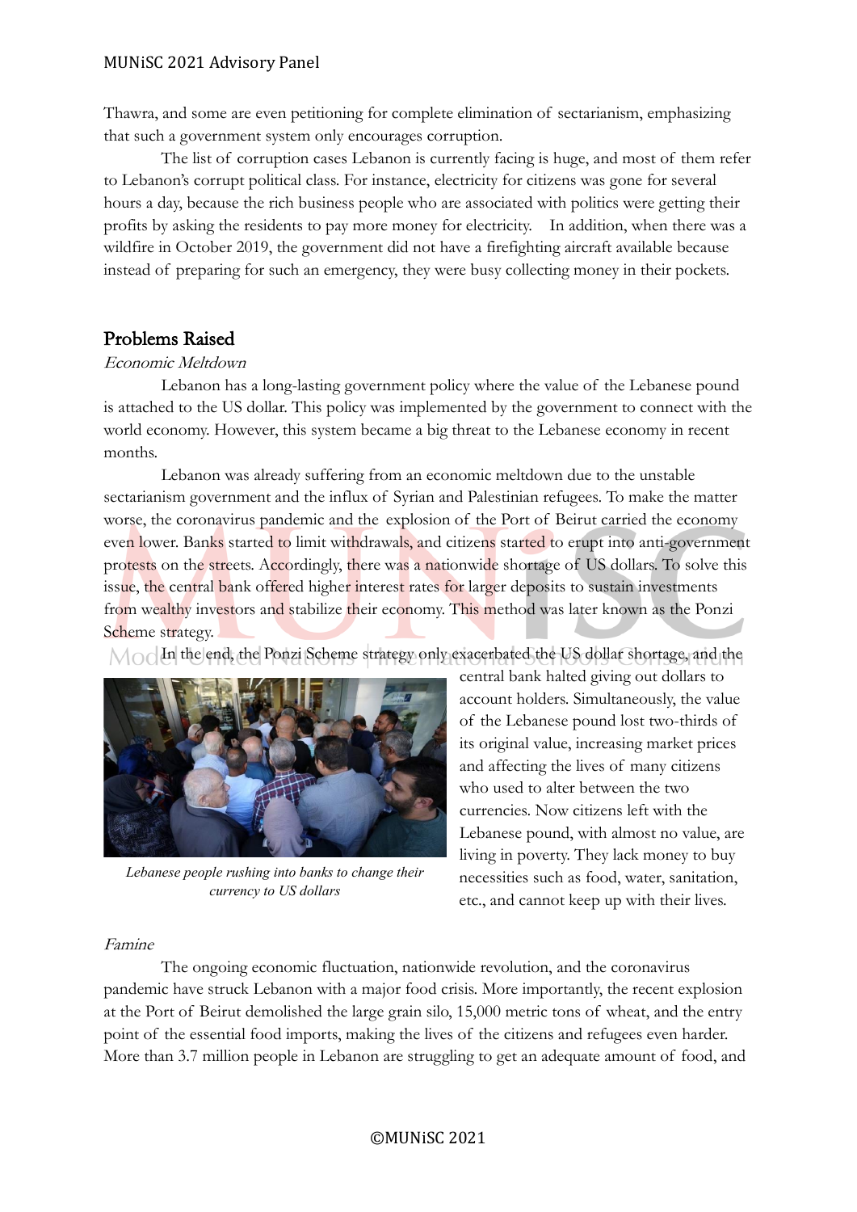Thawra, and some are even petitioning for complete elimination of sectarianism, emphasizing that such a government system only encourages corruption.

The list of corruption cases Lebanon is currently facing is huge, and most of them refer to Lebanon's corrupt political class. For instance, electricity for citizens was gone for several hours a day, because the rich business people who are associated with politics were getting their profits by asking the residents to pay more money for electricity. In addition, when there was a wildfire in October 2019, the government did not have a firefighting aircraft available because instead of preparing for such an emergency, they were busy collecting money in their pockets.

## Problems Raised

*Economic Meltdown*

Lebanon has a long-lasting government policy where the value of the Lebanese pound is attached to the US dollar. This policy was implemented by the government to connect with the world economy. However, this system became a big threat to the Lebanese economy in recent months.

Lebanon was already suffering from an economic meltdown due to the unstable sectarianism government and the influx of Syrian and Palestinian refugees. To make the matter worse, the coronavirus pandemic and the explosion of the Port of Beirut carried the economy even lower. Banks started to limit withdrawals, and citizens started to erupt into anti-government protests on the streets. Accordingly, there was a nationwide shortage of US dollars. To solve this issue, the central bank offered higher interest rates for larger deposits to sustain investments from wealthy investors and stabilize their economy. This method was later known as the Ponzi Scheme strategy.

In the end, the Ponzi Scheme strategy only exacerbated the US dollar shortage, and the central bank halted giving out dollars to account holders. Simultaneously, the value of the Lebanese pound lost two-thirds of its original value, increasing market prices and affecting the lives of many citizens who used to alter between the two currencies. Now citizens left with the Lebanese pound, with almost no value, are living in poverty. They lack money to buy necessities such as food, water, sanitation, etc., and cannot keep up with their lives.

*Lebanese people rushing into banks to change their currency to US dollars*

*Famine*

The ongoing economic fluctuation, nationwide revolution, and the coronavirus pandemic have struck Lebanon with a major food crisis. More importantly, the recent explosion at the Port of Beirut demolished the large grain silo, 15,000 metric tons of wheat, and the entry point of the essential food imports, making the lives of the citizens and refugees even harder. More than 3.7 million people in Lebanon are struggling to get an adequate amount of food, and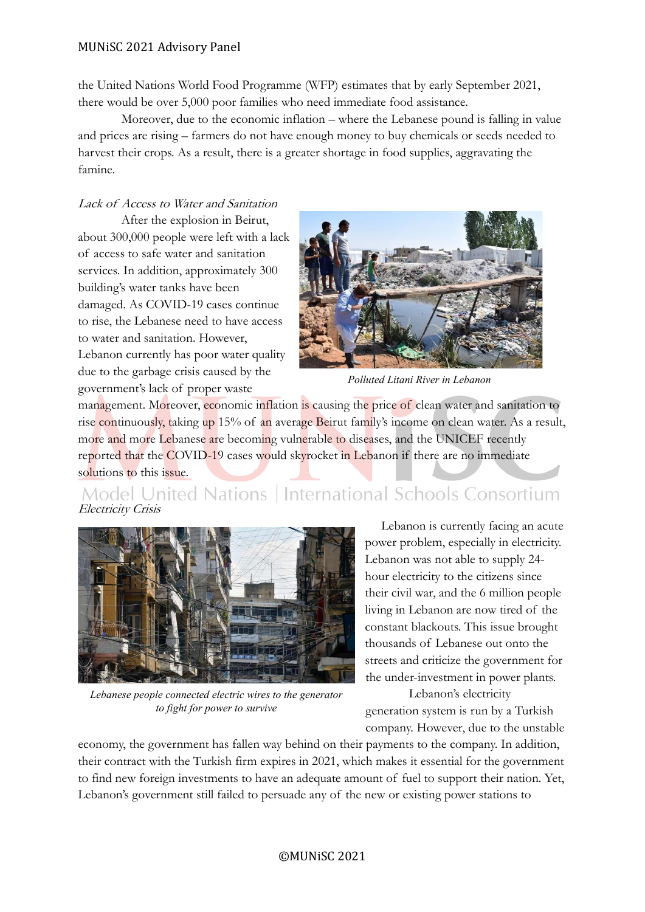the United Nations World Food Programme (WFP) estimates that by early September 2021, there would be over 5,000 poor families who need immediate food assistance.

Moreover, due to the economic inflation – where the Lebanese pound is falling in value and prices are rising – farmers do not have enough money to buy chemicals or seeds needed to harvest their crops. As a result, there is a greater shortage in food supplies, aggravating the famine.

*Lack of Access to Water and Sanitation*

After the explosion in Beirut, about 300,000 people were left with a lack of access to safe water and sanitation services. In addition, approximately 300 building's water tanks have been damaged. As COVID-19 cases continue to rise, the Lebanese need to have access to water and sanitation. However, Lebanon currently has poor water quality due to the garbage crisis caused by the government's lack of proper waste management. Moreover, economic inflation is causing the price of clean water and sanitation to rise continuously, taking up 15% of an average Beirut family's income on clean water. As a result, more and more Lebanese are becoming vulnerable to diseases, and the UNICEF recently reported that the COVID-19 cases would skyrocket in Lebanon if there are no immediate solutions to this issue.

Polluted Litani River in Lebanon

*Electricity Crisis*

Lebanese people connected electric wires to the generator to fight for power to survive

Lebanon is currently facing an acute power problem, especially in electricity. Lebanon was not able to supply 24-hour electricity to the citizens since their civil war, and the 6 million people living in Lebanon are now tired of the constant blackouts. This issue brought thousands of Lebanese out onto the streets and criticize the government for the under-investment in power plants.

Lebanon's electricity generation system is run by a Turkish company. However, due to the unstable economy, the government has fallen way behind on their payments to the company. In addition, their contract with the Turkish firm expires in 2021, which makes it essential for the government to find new foreign investments to have an adequate amount of fuel to support their nation. Yet, Lebanon's government still failed to persuade any of the new or existing power stations to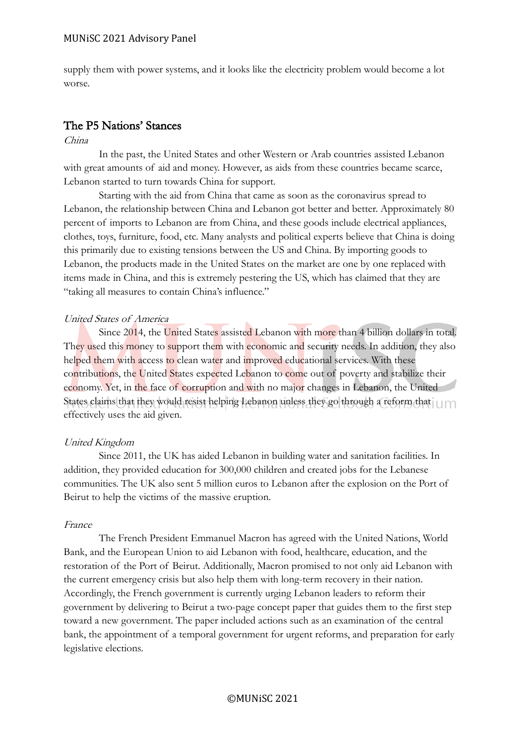supply them with power systems, and it looks like the electricity problem would become a lot worse.

## The P5 Nations' Stances

*China*

In the past, the United States and other Western or Arab countries assisted Lebanon with great amounts of aid and money. However, as aids from these countries became scarce, Lebanon started to turn towards China for support.

Starting with the aid from China that came as soon as the coronavirus spread to Lebanon, the relationship between China and Lebanon got better and better. Approximately 80 percent of imports to Lebanon are from China, and these goods include electrical appliances, clothes, toys, furniture, food, etc. Many analysts and political experts believe that China is doing this primarily due to existing tensions between the US and China. By importing goods to Lebanon, the products made in the United States on the market are one by one replaced with items made in China, and this is extremely pestering the US, which has claimed that they are "taking all measures to contain China's influence."

*United States of America*

Since 2014, the United States assisted Lebanon with more than 4 billion dollars in total. They used this money to support them with economic and security needs. In addition, they also helped them with access to clean water and improved educational services. With these contributions, the United States expected Lebanon to come out of poverty and stabilize their economy. Yet, in the face of corruption and with no major changes in Lebanon, the United States claims that they would resist helping Lebanon unless they go through a reform that effectively uses the aid given.

*United Kingdom*

Since 2011, the UK has aided Lebanon in building water and sanitation facilities. In addition, they provided education for 300,000 children and created jobs for the Lebanese communities. The UK also sent 5 million euros to Lebanon after the explosion on the Port of Beirut to help the victims of the massive eruption.

*France*

The French President Emmanuel Macron has agreed with the United Nations, World Bank, and the European Union to aid Lebanon with food, healthcare, education, and the restoration of the Port of Beirut. Additionally, Macron promised to not only aid Lebanon with the current emergency crisis but also help them with long-term recovery in their nation. Accordingly, the French government is currently urging Lebanon leaders to reform their government by delivering to Beirut a two-page concept paper that guides them to the first step toward a new government. The paper included actions such as an examination of the central bank, the appointment of a temporal government for urgent reforms, and preparation for early legislative elections.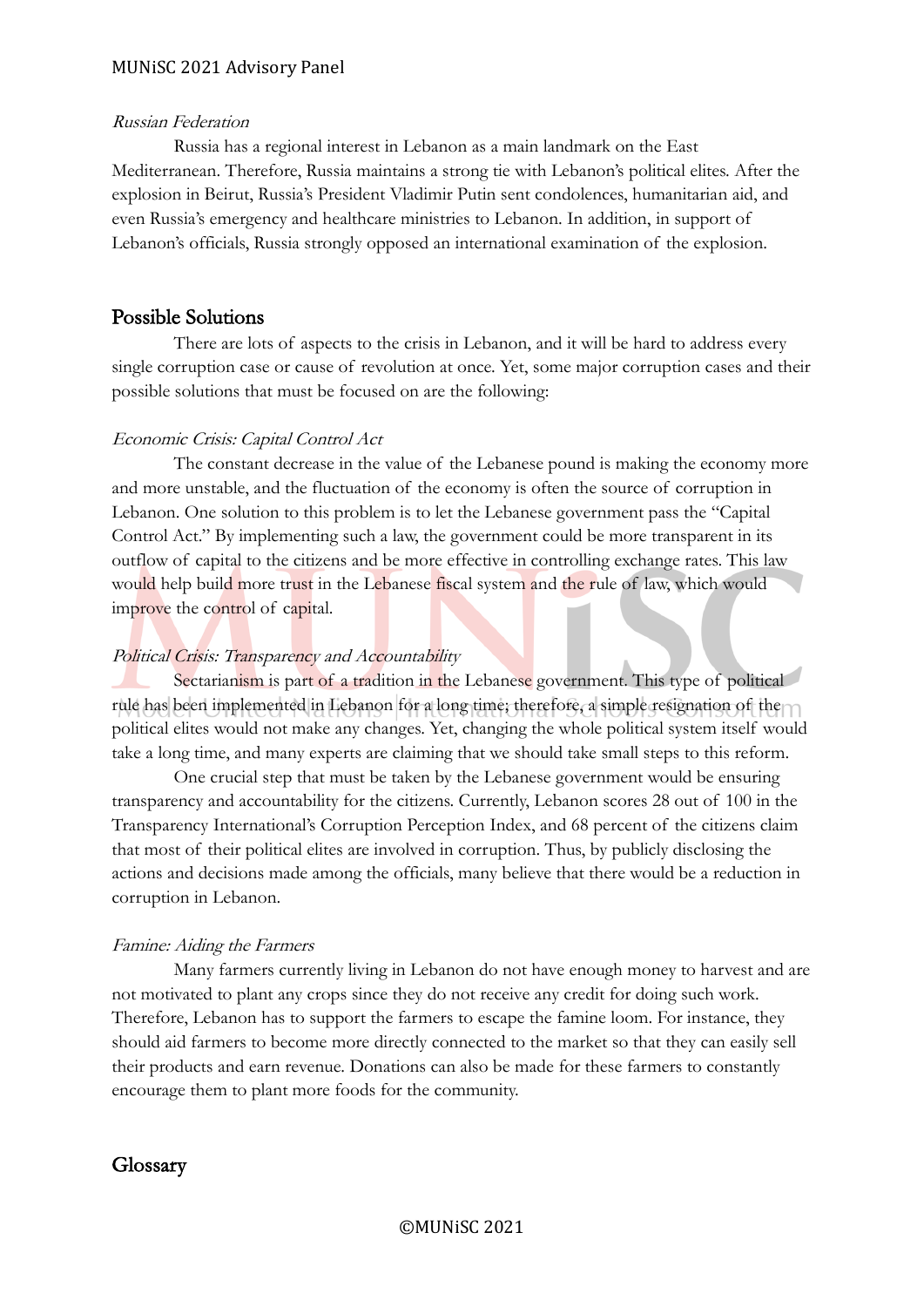*Russian Federation*

Russia has a regional interest in Lebanon as a main landmark on the East Mediterranean. Therefore, Russia maintains a strong tie with Lebanon's political elites. After the explosion in Beirut, Russia's President Vladimir Putin sent condolences, humanitarian aid, and even Russia's emergency and healthcare ministries to Lebanon. In addition, in support of Lebanon's officials, Russia strongly opposed an international examination of the explosion.

## Possible Solutions

There are lots of aspects to the crisis in Lebanon, and it will be hard to address every single corruption case or cause of revolution at once. Yet, some major corruption cases and their possible solutions that must be focused on are the following:

*Economic Crisis: Capital Control Act*

The constant decrease in the value of the Lebanese pound is making the economy more and more unstable, and the fluctuation of the economy is often the source of corruption in Lebanon. One solution to this problem is to let the Lebanese government pass the "Capital Control Act." By implementing such a law, the government could be more transparent in its outflow of capital to the citizens and be more effective in controlling exchange rates. This law would help build more trust in the Lebanese fiscal system and the rule of law, which would improve the control of capital.

*Political Crisis: Transparency and Accountability*

Sectarianism is part of a tradition in the Lebanese government. This type of political rule has been implemented in Lebanon for a long time; therefore, a simple resignation of the political elites would not make any changes. Yet, changing the whole political system itself would take a long time, and many experts are claiming that we should take small steps to this reform.

One crucial step that must be taken by the Lebanese government would be ensuring transparency and accountability for the citizens. Currently, Lebanon scores 28 out of 100 in the Transparency International's Corruption Perception Index, and 68 percent of the citizens claim that most of their political elites are involved in corruption. Thus, by publicly disclosing the actions and decisions made among the officials, many believe that there would be a reduction in corruption in Lebanon.

*Famine: Aiding the Farmers*

Many farmers currently living in Lebanon do not have enough money to harvest and are not motivated to plant any crops since they do not receive any credit for doing such work. Therefore, Lebanon has to support the farmers to escape the famine loom. For instance, they should aid farmers to become more directly connected to the market so that they can easily sell their products and earn revenue. Donations can also be made for these farmers to constantly encourage them to plant more foods for the community.

## Glossary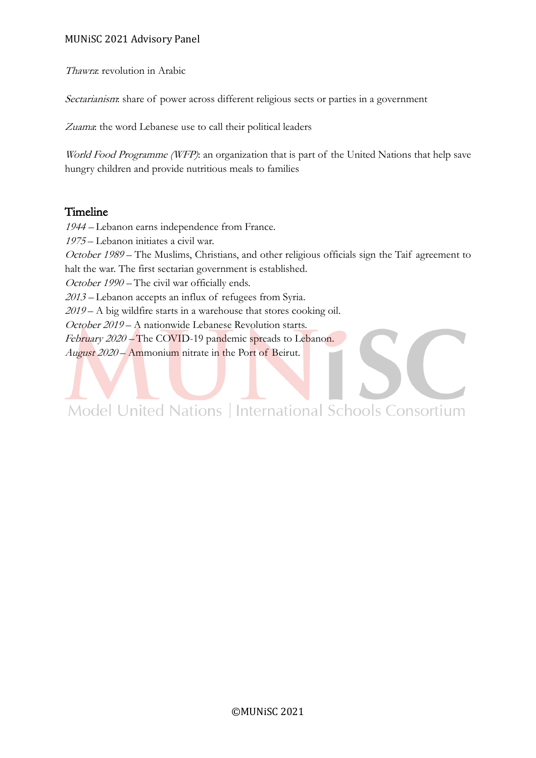*Thawra*: revolution in Arabic

*Sectarianism*: share of power across different religious sects or parties in a government

*Zuama*: the word Lebanese use to call their political leaders

*World Food Programme (WFP)*: an organization that is part of the United Nations that help save hungry children and provide nutritious meals to families

## Timeline

*1944* – Lebanon earns independence from France.
*1975* – Lebanon initiates a civil war.
*October 1989* – The Muslims, Christians, and other religious officials sign the Taif agreement to halt the war. The first sectarian government is established.
*October 1990* – The civil war officially ends.
*2013* – Lebanon accepts an influx of refugees from Syria.
*2019* – A big wildfire starts in a warehouse that stores cooking oil.
*October 2019* – A nationwide Lebanese Revolution starts.
*February 2020* – The COVID-19 pandemic spreads to Lebanon.
*August 2020* – Ammonium nitrate in the Port of Beirut.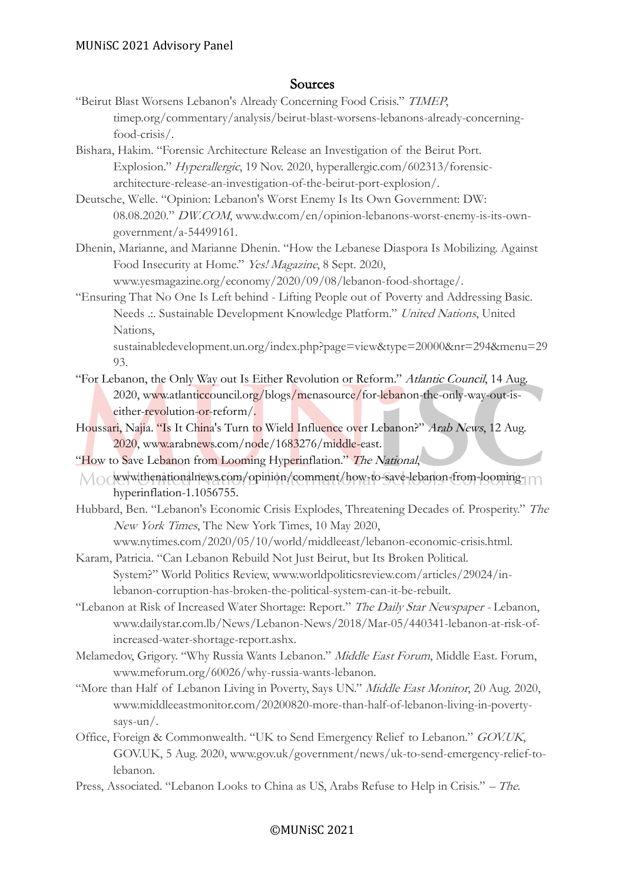## Sources

"Beirut Blast Worsens Lebanon's Already Concerning Food Crisis." *TIMEP*, timep.org/commentary/analysis/beirut-blast-worsens-lebanons-already-concerning-food-crisis/.

Bishara, Hakim. "Forensic Architecture Release an Investigation of the Beirut Port. Explosion." *Hyperallergic*, 19 Nov. 2020, hyperallergic.com/602313/forensic-architecture-release-an-investigation-of-the-beirut-port-explosion/.

Deutsche, Welle. "Opinion: Lebanon's Worst Enemy Is Its Own Government: DW: 08.08.2020." *DW.COM*, www.dw.com/en/opinion-lebanons-worst-enemy-is-its-own-government/a-54499161.

Dhenin, Marianne, and Marianne Dhenin. "How the Lebanese Diaspora Is Mobilizing. Against Food Insecurity at Home." *Yes! Magazine*, 8 Sept. 2020, www.yesmagazine.org/economy/2020/09/08/lebanon-food-shortage/.

"Ensuring That No One Is Left behind - Lifting People out of Poverty and Addressing Basic. Needs .:. Sustainable Development Knowledge Platform." *United Nations*, United Nations, sustainabledevelopment.un.org/index.php?page=view&type=20000&nr=294&menu=2993.

"For Lebanon, the Only Way out Is Either Revolution or Reform." *Atlantic Council*, 14 Aug. 2020, www.atlanticcouncil.org/blogs/menasource/for-lebanon-the-only-way-out-is-either-revolution-or-reform/.

Houssari, Najia. "Is It China's Turn to Wield Influence over Lebanon?" *Arab News*, 12 Aug. 2020, www.arabnews.com/node/1683276/middle-east.

"How to Save Lebanon from Looming Hyperinflation." *The National*, www.thenationalnews.com/opinion/comment/how-to-save-lebanon-from-looming-hyperinflation-1.1056755.

Hubbard, Ben. "Lebanon's Economic Crisis Explodes, Threatening Decades of. Prosperity." *The New York Times*, The New York Times, 10 May 2020, www.nytimes.com/2020/05/10/world/middleeast/lebanon-economic-crisis.html.

Karam, Patricia. "Can Lebanon Rebuild Not Just Beirut, but Its Broken Political. System?" World Politics Review, www.worldpoliticsreview.com/articles/29024/in-lebanon-corruption-has-broken-the-political-system-can-it-be-rebuilt.

"Lebanon at Risk of Increased Water Shortage: Report." *The Daily Star Newspaper* - Lebanon, www.dailystar.com.lb/News/Lebanon-News/2018/Mar-05/440341-lebanon-at-risk-of-increased-water-shortage-report.ashx.

Melamedov, Grigory. "Why Russia Wants Lebanon." *Middle East Forum*, Middle East. Forum, www.meforum.org/60026/why-russia-wants-lebanon.

"More than Half of Lebanon Living in Poverty, Says UN." *Middle East Monitor*, 20 Aug. 2020, www.middleeastmonitor.com/20200820-more-than-half-of-lebanon-living-in-poverty-says-un/.

Office, Foreign & Commonwealth. "UK to Send Emergency Relief to Lebanon." *GOV.UK*, GOV.UK, 5 Aug. 2020, www.gov.uk/government/news/uk-to-send-emergency-relief-to-lebanon.

Press, Associated. "Lebanon Looks to China as US, Arabs Refuse to Help in Crisis." – *The.*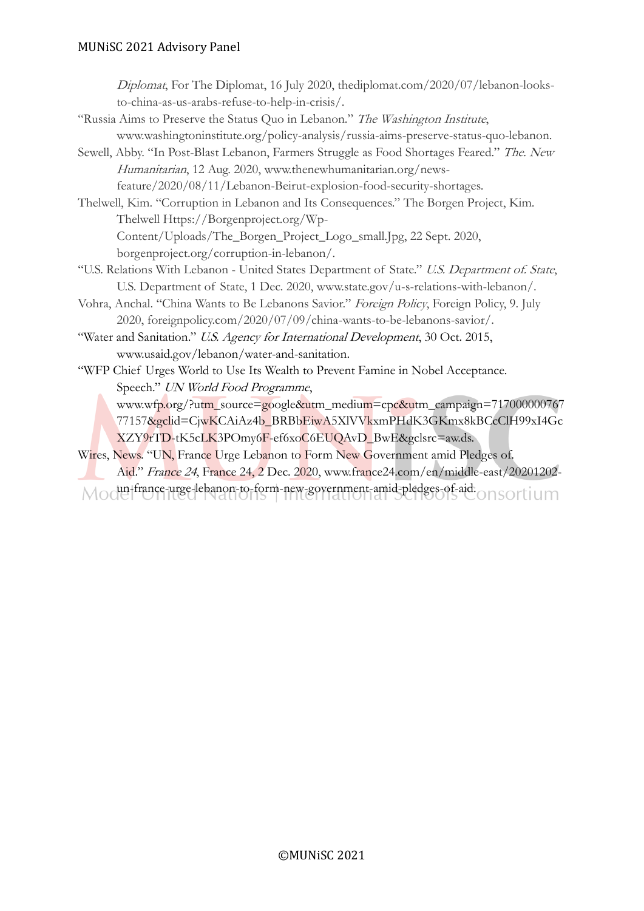*Diplomat*, For The Diplomat, 16 July 2020, thediplomat.com/2020/07/lebanon-looks-to-china-as-us-arabs-refuse-to-help-in-crisis/.

"Russia Aims to Preserve the Status Quo in Lebanon." *The Washington Institute*, www.washingtoninstitute.org/policy-analysis/russia-aims-preserve-status-quo-lebanon.

Sewell, Abby. "In Post-Blast Lebanon, Farmers Struggle as Food Shortages Feared." *The. New Humanitarian*, 12 Aug. 2020, www.thenewhumanitarian.org/news-feature/2020/08/11/Lebanon-Beirut-explosion-food-security-shortages.

Thelwell, Kim. "Corruption in Lebanon and Its Consequences." The Borgen Project, Kim. Thelwell Https://Borgenproject.org/Wp-Content/Uploads/The_Borgen_Project_Logo_small.Jpg, 22 Sept. 2020, borgenproject.org/corruption-in-lebanon/.

"U.S. Relations With Lebanon - United States Department of State." *U.S. Department of. State*, U.S. Department of State, 1 Dec. 2020, www.state.gov/u-s-relations-with-lebanon/.

Vohra, Anchal. "China Wants to Be Lebanons Savior." *Foreign Policy*, Foreign Policy, 9. July 2020, foreignpolicy.com/2020/07/09/china-wants-to-be-lebanons-savior/.

"Water and Sanitation." *U.S. Agency for International Development*, 30 Oct. 2015, www.usaid.gov/lebanon/water-and-sanitation.

"WFP Chief Urges World to Use Its Wealth to Prevent Famine in Nobel Acceptance. Speech." *UN World Food Programme*, www.wfp.org/?utm_source=google&utm_medium=cpc&utm_campaign=71700000076777157&gclid=CjwKCAiAz4b_BRBbEiwA5XlVVkxmPHdK3GKmx8kBCcClH99xI4GcXZY9rTD-tK5cLK3POmy6F-ef6xoC6EUQAvD_BwE&gclsrc=aw.ds.

Wires, News. "UN, France Urge Lebanon to Form New Government amid Pledges of. Aid." *France 24*, France 24, 2 Dec. 2020, www.france24.com/en/middle-east/20201202-un-france-urge-lebanon-to-form-new-government-amid-pledges-of-aid.